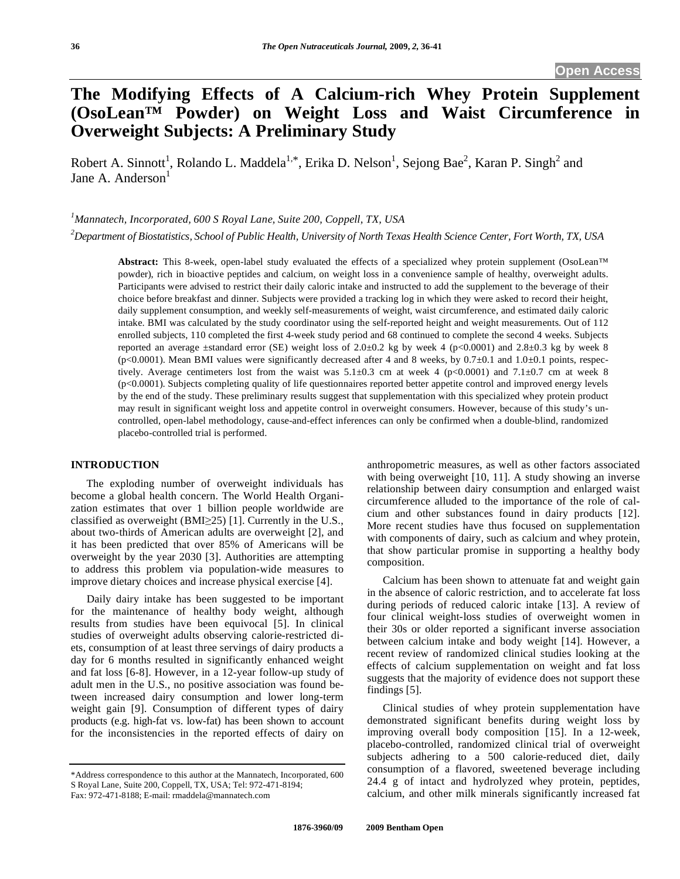# The Modifying Effects of A Calcium-rich Whey Protein Supplement (OsoLean™ Powder) on Weight Loss and Waist Circumference in Overweight Subjects: A Preliminary Study

Robert A. Sinnott[1], Rolando L. Maddela[1,*], Erika D. Nelson[1], Sejong Bae[2], Karan P. Singh[2] and Jane A. Anderson[1]

[1]*Mannatech, Incorporated, 600 S Royal Lane, Suite 200, Coppell, TX, USA*

[2]*Department of Biostatistics, School of Public Health, University of North Texas Health Science Center, Fort Worth, TX, USA*

**Abstract:** This 8-week, open-label study evaluated the effects of a specialized whey protein supplement (OsoLean™ powder), rich in bioactive peptides and calcium, on weight loss in a convenience sample of healthy, overweight adults. Participants were advised to restrict their daily caloric intake and instructed to add the supplement to the beverage of their choice before breakfast and dinner. Subjects were provided a tracking log in which they were asked to record their height, daily supplement consumption, and weekly self-measurements of weight, waist circumference, and estimated daily caloric intake. BMI was calculated by the study coordinator using the self-reported height and weight measurements. Out of 112 enrolled subjects, 110 completed the first 4-week study period and 68 continued to complete the second 4 weeks. Subjects reported an average ±standard error (SE) weight loss of 2.0±0.2 kg by week 4 ($p<0.0001$) and 2.8±0.3 kg by week 8 ($p<0.0001$). Mean BMI values were significantly decreased after 4 and 8 weeks, by 0.7±0.1 and 1.0±0.1 points, respectively. Average centimeters lost from the waist was 5.1±0.3 cm at week 4 ($p<0.0001$) and 7.1±0.7 cm at week 8 ($p<0.0001$). Subjects completing quality of life questionnaires reported better appetite control and improved energy levels by the end of the study. These preliminary results suggest that supplementation with this specialized whey protein product may result in significant weight loss and appetite control in overweight consumers. However, because of this study's uncontrolled, open-label methodology, cause-and-effect inferences can only be confirmed when a double-blind, randomized placebo-controlled trial is performed.

## INTRODUCTION

The exploding number of overweight individuals has become a global health concern. The World Health Organization estimates that over 1 billion people worldwide are classified as overweight (BMI≥25) [1]. Currently in the U.S., about two-thirds of American adults are overweight [2], and it has been predicted that over 85% of Americans will be overweight by the year 2030 [3]. Authorities are attempting to address this problem via population-wide measures to improve dietary choices and increase physical exercise [4].

Daily dairy intake has been suggested to be important for the maintenance of healthy body weight, although results from studies have been equivocal [5]. In clinical studies of overweight adults observing calorie-restricted diets, consumption of at least three servings of dairy products a day for 6 months resulted in significantly enhanced weight and fat loss [6-8]. However, in a 12-year follow-up study of adult men in the U.S., no positive association was found between increased dairy consumption and lower long-term weight gain [9]. Consumption of different types of dairy products (e.g. high-fat vs. low-fat) has been shown to account for the inconsistencies in the reported effects of dairy on anthropometric measures, as well as other factors associated with being overweight [10, 11]. A study showing an inverse relationship between dairy consumption and enlarged waist circumference alluded to the importance of the role of calcium and other substances found in dairy products [12]. More recent studies have thus focused on supplementation with components of dairy, such as calcium and whey protein, that show particular promise in supporting a healthy body composition.

Calcium has been shown to attenuate fat and weight gain in the absence of caloric restriction, and to accelerate fat loss during periods of reduced caloric intake [13]. A review of four clinical weight-loss studies of overweight women in their 30s or older reported a significant inverse association between calcium intake and body weight [14]. However, a recent review of randomized clinical studies looking at the effects of calcium supplementation on weight and fat loss suggests that the majority of evidence does not support these findings [5].

Clinical studies of whey protein supplementation have demonstrated significant benefits during weight loss by improving overall body composition [15]. In a 12-week, placebo-controlled, randomized clinical trial of overweight subjects adhering to a 500 calorie-reduced diet, daily consumption of a flavored, sweetened beverage including 24.4 g of intact and hydrolyzed whey protein, peptides, calcium, and other milk minerals significantly increased fat

*Address correspondence to this author at the Mannatech, Incorporated, 600 S Royal Lane, Suite 200, Coppell, TX, USA; Tel: 972-471-8194; Fax: 972-471-8188; E-mail: rmaddela@mannatech.com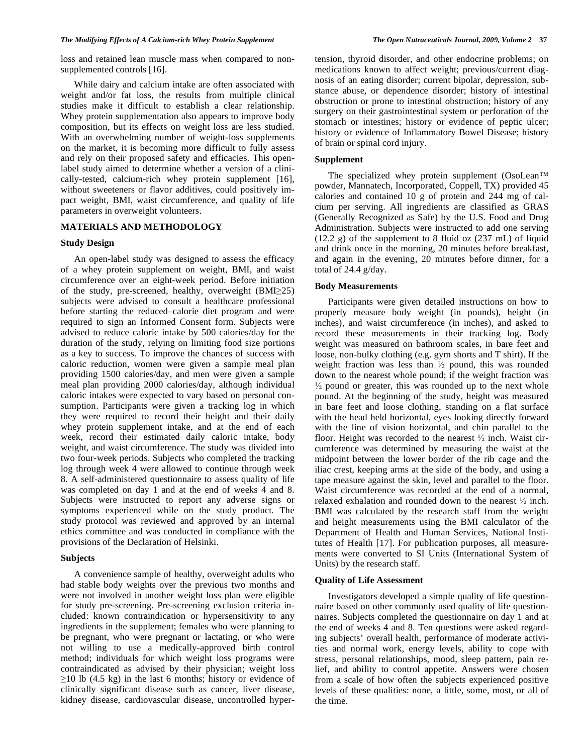loss and retained lean muscle mass when compared to non-supplemented controls [16].

While dairy and calcium intake are often associated with weight and/or fat loss, the results from multiple clinical studies make it difficult to establish a clear relationship. Whey protein supplementation also appears to improve body composition, but its effects on weight loss are less studied. With an overwhelming number of weight-loss supplements on the market, it is becoming more difficult to fully assess and rely on their proposed safety and efficacies. This open-label study aimed to determine whether a version of a clinically-tested, calcium-rich whey protein supplement [16], without sweeteners or flavor additives, could positively impact weight, BMI, waist circumference, and quality of life parameters in overweight volunteers.

## MATERIALS AND METHODOLOGY

### Study Design

An open-label study was designed to assess the efficacy of a whey protein supplement on weight, BMI, and waist circumference over an eight-week period. Before initiation of the study, pre-screened, healthy, overweight (BMI≥25) subjects were advised to consult a healthcare professional before starting the reduced–calorie diet program and were required to sign an Informed Consent form. Subjects were advised to reduce caloric intake by 500 calories/day for the duration of the study, relying on limiting food size portions as a key to success. To improve the chances of success with caloric reduction, women were given a sample meal plan providing 1500 calories/day, and men were given a sample meal plan providing 2000 calories/day, although individual caloric intakes were expected to vary based on personal consumption. Participants were given a tracking log in which they were required to record their height and their daily whey protein supplement intake, and at the end of each week, record their estimated daily caloric intake, body weight, and waist circumference. The study was divided into two four-week periods. Subjects who completed the tracking log through week 4 were allowed to continue through week 8. A self-administered questionnaire to assess quality of life was completed on day 1 and at the end of weeks 4 and 8. Subjects were instructed to report any adverse signs or symptoms experienced while on the study product. The study protocol was reviewed and approved by an internal ethics committee and was conducted in compliance with the provisions of the Declaration of Helsinki.

### Subjects

A convenience sample of healthy, overweight adults who had stable body weights over the previous two months and were not involved in another weight loss plan were eligible for study pre-screening. Pre-screening exclusion criteria included: known contraindication or hypersensitivity to any ingredients in the supplement; females who were planning to be pregnant, who were pregnant or lactating, or who were not willing to use a medically-approved birth control method; individuals for which weight loss programs were contraindicated as advised by their physician; weight loss ≥10 lb (4.5 kg) in the last 6 months; history or evidence of clinically significant disease such as cancer, liver disease, kidney disease, cardiovascular disease, uncontrolled hypertension, thyroid disorder, and other endocrine problems; on medications known to affect weight; previous/current diagnosis of an eating disorder; current bipolar, depression, substance abuse, or dependence disorder; history of intestinal obstruction or prone to intestinal obstruction; history of any surgery on their gastrointestinal system or perforation of the stomach or intestines; history or evidence of peptic ulcer; history or evidence of Inflammatory Bowel Disease; history of brain or spinal cord injury.

### Supplement

The specialized whey protein supplement (OsoLean™ powder, Mannatech, Incorporated, Coppell, TX) provided 45 calories and contained 10 g of protein and 244 mg of calcium per serving. All ingredients are classified as GRAS (Generally Recognized as Safe) by the U.S. Food and Drug Administration. Subjects were instructed to add one serving (12.2 g) of the supplement to 8 fluid oz (237 mL) of liquid and drink once in the morning, 20 minutes before breakfast, and again in the evening, 20 minutes before dinner, for a total of 24.4 g/day.

### Body Measurements

Participants were given detailed instructions on how to properly measure body weight (in pounds), height (in inches), and waist circumference (in inches), and asked to record these measurements in their tracking log. Body weight was measured on bathroom scales, in bare feet and loose, non-bulky clothing (e.g. gym shorts and T shirt). If the weight fraction was less than ½ pound, this was rounded down to the nearest whole pound; if the weight fraction was ½ pound or greater, this was rounded up to the next whole pound. At the beginning of the study, height was measured in bare feet and loose clothing, standing on a flat surface with the head held horizontal, eyes looking directly forward with the line of vision horizontal, and chin parallel to the floor. Height was recorded to the nearest ½ inch. Waist circumference was determined by measuring the waist at the midpoint between the lower border of the rib cage and the iliac crest, keeping arms at the side of the body, and using a tape measure against the skin, level and parallel to the floor. Waist circumference was recorded at the end of a normal, relaxed exhalation and rounded down to the nearest ½ inch. BMI was calculated by the research staff from the weight and height measurements using the BMI calculator of the Department of Health and Human Services, National Institutes of Health [17]. For publication purposes, all measurements were converted to SI Units (International System of Units) by the research staff.

### Quality of Life Assessment

Investigators developed a simple quality of life questionnaire based on other commonly used quality of life questionnaires. Subjects completed the questionnaire on day 1 and at the end of weeks 4 and 8. Ten questions were asked regarding subjects' overall health, performance of moderate activities and normal work, energy levels, ability to cope with stress, personal relationships, mood, sleep pattern, pain relief, and ability to control appetite. Answers were chosen from a scale of how often the subjects experienced positive levels of these qualities: none, a little, some, most, or all of the time.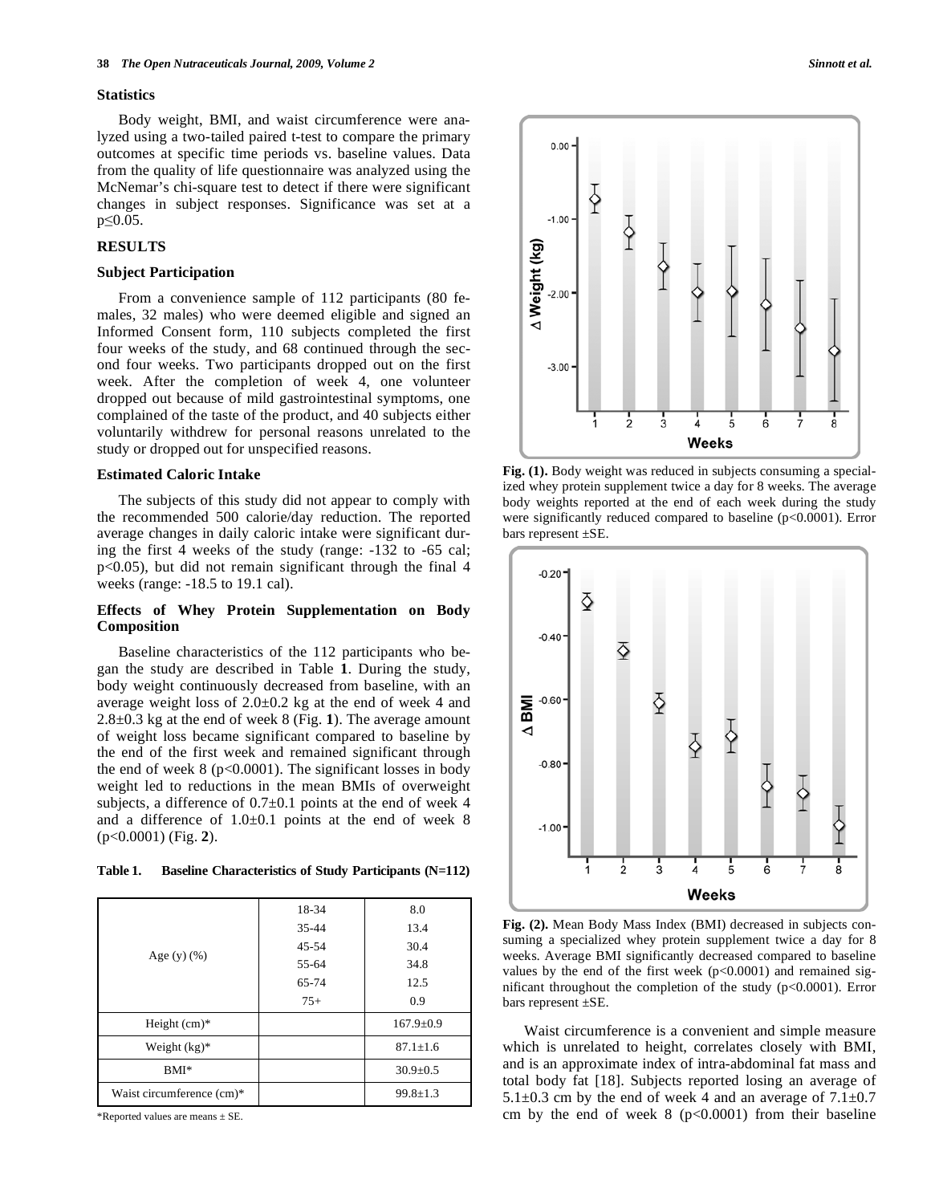### Statistics

Body weight, BMI, and waist circumference were analyzed using a two-tailed paired t-test to compare the primary outcomes at specific time periods vs. baseline values. Data from the quality of life questionnaire was analyzed using the McNemar's chi-square test to detect if there were significant changes in subject responses. Significance was set at a $p \leq 0.05$.

## RESULTS

### Subject Participation

From a convenience sample of 112 participants (80 females, 32 males) who were deemed eligible and signed an Informed Consent form, 110 subjects completed the first four weeks of the study, and 68 continued through the second four weeks. Two participants dropped out on the first week. After the completion of week 4, one volunteer dropped out because of mild gastrointestinal symptoms, one complained of the taste of the product, and 40 subjects either voluntarily withdrew for personal reasons unrelated to the study or dropped out for unspecified reasons.

### Estimated Caloric Intake

The subjects of this study did not appear to comply with the recommended 500 calorie/day reduction. The reported average changes in daily caloric intake were significant during the first 4 weeks of the study (range: -132 to -65 cal; $p<0.05$), but did not remain significant through the final 4 weeks (range: -18.5 to 19.1 cal).

### Effects of Whey Protein Supplementation on Body Composition

Baseline characteristics of the 112 participants who began the study are described in Table **1**. During the study, body weight continuously decreased from baseline, with an average weight loss of 2.0±0.2 kg at the end of week 4 and 2.8±0.3 kg at the end of week 8 (Fig. **1**). The average amount of weight loss became significant compared to baseline by the end of the first week and remained significant through the end of week 8 ($p<0.0001$). The significant losses in body weight led to reductions in the mean BMIs of overweight subjects, a difference of 0.7±0.1 points at the end of week 4 and a difference of 1.0±0.1 points at the end of week 8 ($p<0.0001$) (Fig. **2**).

**Table 1. Baseline Characteristics of Study Participants (N=112)**

| | | |
|---|---|---|
| Age (y) (%) | 18-34 | 8.0 |
| | 35-44 | 13.4 |
| | 45-54 | 30.4 |
| | 55-64 | 34.8 |
| | 65-74 | 12.5 |
| | 75+ | 0.9 |
| Height (cm)* | | 167.9±0.9 |
| Weight (kg)* | | 87.1±1.6 |
| BMI* | | 30.9±0.5 |
| Waist circumference (cm)* | | 99.8±1.3 |

*Reported values are means ± SE.

**Fig. (1).** Body weight was reduced in subjects consuming a specialized whey protein supplement twice a day for 8 weeks. The average body weights reported at the end of each week during the study were significantly reduced compared to baseline ($p<0.0001$). Error bars represent ±SE.

**Fig. (2).** Mean Body Mass Index (BMI) decreased in subjects consuming a specialized whey protein supplement twice a day for 8 weeks. Average BMI significantly decreased compared to baseline values by the end of the first week ($p<0.0001$) and remained significant throughout the completion of the study ($p<0.0001$). Error bars represent ±SE.

Waist circumference is a convenient and simple measure which is unrelated to height, correlates closely with BMI, and is an approximate index of intra-abdominal fat mass and total body fat [18]. Subjects reported losing an average of 5.1±0.3 cm by the end of week 4 and an average of 7.1±0.7 cm by the end of week 8 ($p<0.0001$) from their baseline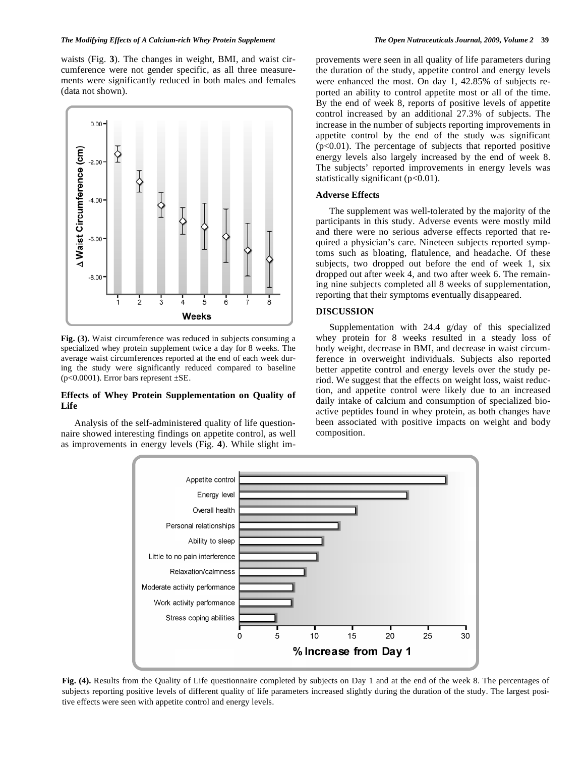waists (Fig. **3**). The changes in weight, BMI, and waist circumference were not gender specific, as all three measurements were significantly reduced in both males and females (data not shown).

**Fig. (3).** Waist circumference was reduced in subjects consuming a specialized whey protein supplement twice a day for 8 weeks. The average waist circumferences reported at the end of each week during the study were significantly reduced compared to baseline ($p<0.0001$). Error bars represent ±SE.

### Effects of Whey Protein Supplementation on Quality of Life

Analysis of the self-administered quality of life questionnaire showed interesting findings on appetite control, as well as improvements in energy levels (Fig. **4**). While slight improvements were seen in all quality of life parameters during the duration of the study, appetite control and energy levels were enhanced the most. On day 1, 42.85% of subjects reported an ability to control appetite most or all of the time. By the end of week 8, reports of positive levels of appetite control increased by an additional 27.3% of subjects. The increase in the number of subjects reporting improvements in appetite control by the end of the study was significant ($p<0.01$). The percentage of subjects that reported positive energy levels also largely increased by the end of week 8. The subjects' reported improvements in energy levels was statistically significant ($p<0.01$).

### Adverse Effects

The supplement was well-tolerated by the majority of the participants in this study. Adverse events were mostly mild and there were no serious adverse effects reported that required a physician's care. Nineteen subjects reported symptoms such as bloating, flatulence, and headache. Of these subjects, two dropped out before the end of week 1, six dropped out after week 4, and two after week 6. The remaining nine subjects completed all 8 weeks of supplementation, reporting that their symptoms eventually disappeared.

## DISCUSSION

Supplementation with 24.4 g/day of this specialized whey protein for 8 weeks resulted in a steady loss of body weight, decrease in BMI, and decrease in waist circumference in overweight individuals. Subjects also reported better appetite control and energy levels over the study period. We suggest that the effects on weight loss, waist reduction, and appetite control were likely due to an increased daily intake of calcium and consumption of specialized bioactive peptides found in whey protein, as both changes have been associated with positive impacts on weight and body composition.

**Fig. (4).** Results from the Quality of Life questionnaire completed by subjects on Day 1 and at the end of the week 8. The percentages of subjects reporting positive levels of different quality of life parameters increased slightly during the duration of the study. The largest positive effects were seen with appetite control and energy levels.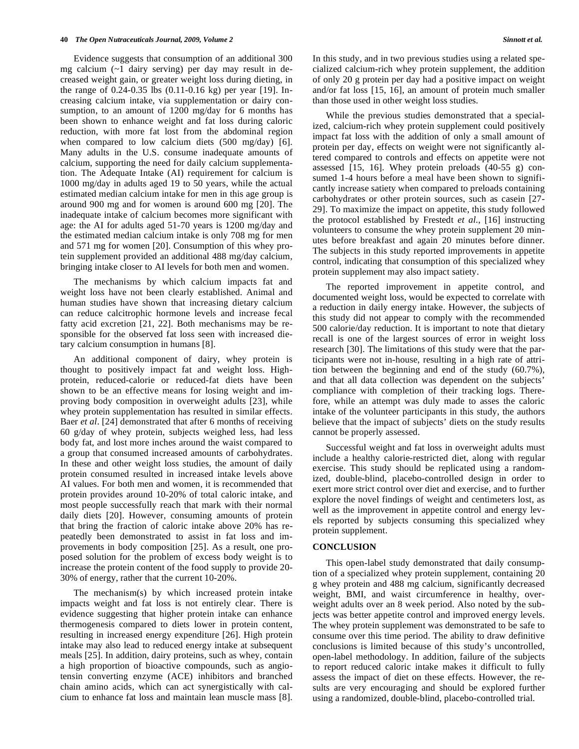Evidence suggests that consumption of an additional 300 mg calcium (~1 dairy serving) per day may result in decreased weight gain, or greater weight loss during dieting, in the range of 0.24-0.35 lbs (0.11-0.16 kg) per year [19]. Increasing calcium intake, via supplementation or dairy consumption, to an amount of 1200 mg/day for 6 months has been shown to enhance weight and fat loss during caloric reduction, with more fat lost from the abdominal region when compared to low calcium diets (500 mg/day) [6]. Many adults in the U.S. consume inadequate amounts of calcium, supporting the need for daily calcium supplementation. The Adequate Intake (AI) requirement for calcium is 1000 mg/day in adults aged 19 to 50 years, while the actual estimated median calcium intake for men in this age group is around 900 mg and for women is around 600 mg [20]. The inadequate intake of calcium becomes more significant with age: the AI for adults aged 51-70 years is 1200 mg/day and the estimated median calcium intake is only 708 mg for men and 571 mg for women [20]. Consumption of this whey protein supplement provided an additional 488 mg/day calcium, bringing intake closer to AI levels for both men and women.

The mechanisms by which calcium impacts fat and weight loss have not been clearly established. Animal and human studies have shown that increasing dietary calcium can reduce calcitrophic hormone levels and increase fecal fatty acid excretion [21, 22]. Both mechanisms may be responsible for the observed fat loss seen with increased dietary calcium consumption in humans [8].

An additional component of dairy, whey protein is thought to positively impact fat and weight loss. High-protein, reduced-calorie or reduced-fat diets have been shown to be an effective means for losing weight and improving body composition in overweight adults [23], while whey protein supplementation has resulted in similar effects. Baer *et al*. [24] demonstrated that after 6 months of receiving 60 g/day of whey protein, subjects weighed less, had less body fat, and lost more inches around the waist compared to a group that consumed increased amounts of carbohydrates. In these and other weight loss studies, the amount of daily protein consumed resulted in increased intake levels above AI values. For both men and women, it is recommended that protein provides around 10-20% of total caloric intake, and most people successfully reach that mark with their normal daily diets [20]. However, consuming amounts of protein that bring the fraction of caloric intake above 20% has repeatedly been demonstrated to assist in fat loss and improvements in body composition [25]. As a result, one proposed solution for the problem of excess body weight is to increase the protein content of the food supply to provide 20-30% of energy, rather that the current 10-20%.

The mechanism(s) by which increased protein intake impacts weight and fat loss is not entirely clear. There is evidence suggesting that higher protein intake can enhance thermogenesis compared to diets lower in protein content, resulting in increased energy expenditure [26]. High protein intake may also lead to reduced energy intake at subsequent meals [25]. In addition, dairy proteins, such as whey, contain a high proportion of bioactive compounds, such as angiotensin converting enzyme (ACE) inhibitors and branched chain amino acids, which can act synergistically with calcium to enhance fat loss and maintain lean muscle mass [8]. In this study, and in two previous studies using a related specialized calcium-rich whey protein supplement, the addition of only 20 g protein per day had a positive impact on weight and/or fat loss [15, 16], an amount of protein much smaller than those used in other weight loss studies.

While the previous studies demonstrated that a specialized, calcium-rich whey protein supplement could positively impact fat loss with the addition of only a small amount of protein per day, effects on weight were not significantly altered compared to controls and effects on appetite were not assessed [15, 16]. Whey protein preloads (40-55 g) consumed 1-4 hours before a meal have been shown to significantly increase satiety when compared to preloads containing carbohydrates or other protein sources, such as casein [27-29]. To maximize the impact on appetite, this study followed the protocol established by Frestedt *et al.*, [16] instructing volunteers to consume the whey protein supplement 20 minutes before breakfast and again 20 minutes before dinner. The subjects in this study reported improvements in appetite control, indicating that consumption of this specialized whey protein supplement may also impact satiety.

The reported improvement in appetite control, and documented weight loss, would be expected to correlate with a reduction in daily energy intake. However, the subjects of this study did not appear to comply with the recommended 500 calorie/day reduction. It is important to note that dietary recall is one of the largest sources of error in weight loss research [30]. The limitations of this study were that the participants were not in-house, resulting in a high rate of attrition between the beginning and end of the study (60.7%), and that all data collection was dependent on the subjects' compliance with completion of their tracking logs. Therefore, while an attempt was duly made to asses the caloric intake of the volunteer participants in this study, the authors believe that the impact of subjects' diets on the study results cannot be properly assessed.

Successful weight and fat loss in overweight adults must include a healthy calorie-restricted diet, along with regular exercise. This study should be replicated using a randomized, double-blind, placebo-controlled design in order to exert more strict control over diet and exercise, and to further explore the novel findings of weight and centimeters lost, as well as the improvement in appetite control and energy levels reported by subjects consuming this specialized whey protein supplement.

## CONCLUSION

This open-label study demonstrated that daily consumption of a specialized whey protein supplement, containing 20 g whey protein and 488 mg calcium, significantly decreased weight, BMI, and waist circumference in healthy, overweight adults over an 8 week period. Also noted by the subjects was better appetite control and improved energy levels. The whey protein supplement was demonstrated to be safe to consume over this time period. The ability to draw definitive conclusions is limited because of this study's uncontrolled, open-label methodology. In addition, failure of the subjects to report reduced caloric intake makes it difficult to fully assess the impact of diet on these effects. However, the results are very encouraging and should be explored further using a randomized, double-blind, placebo-controlled trial.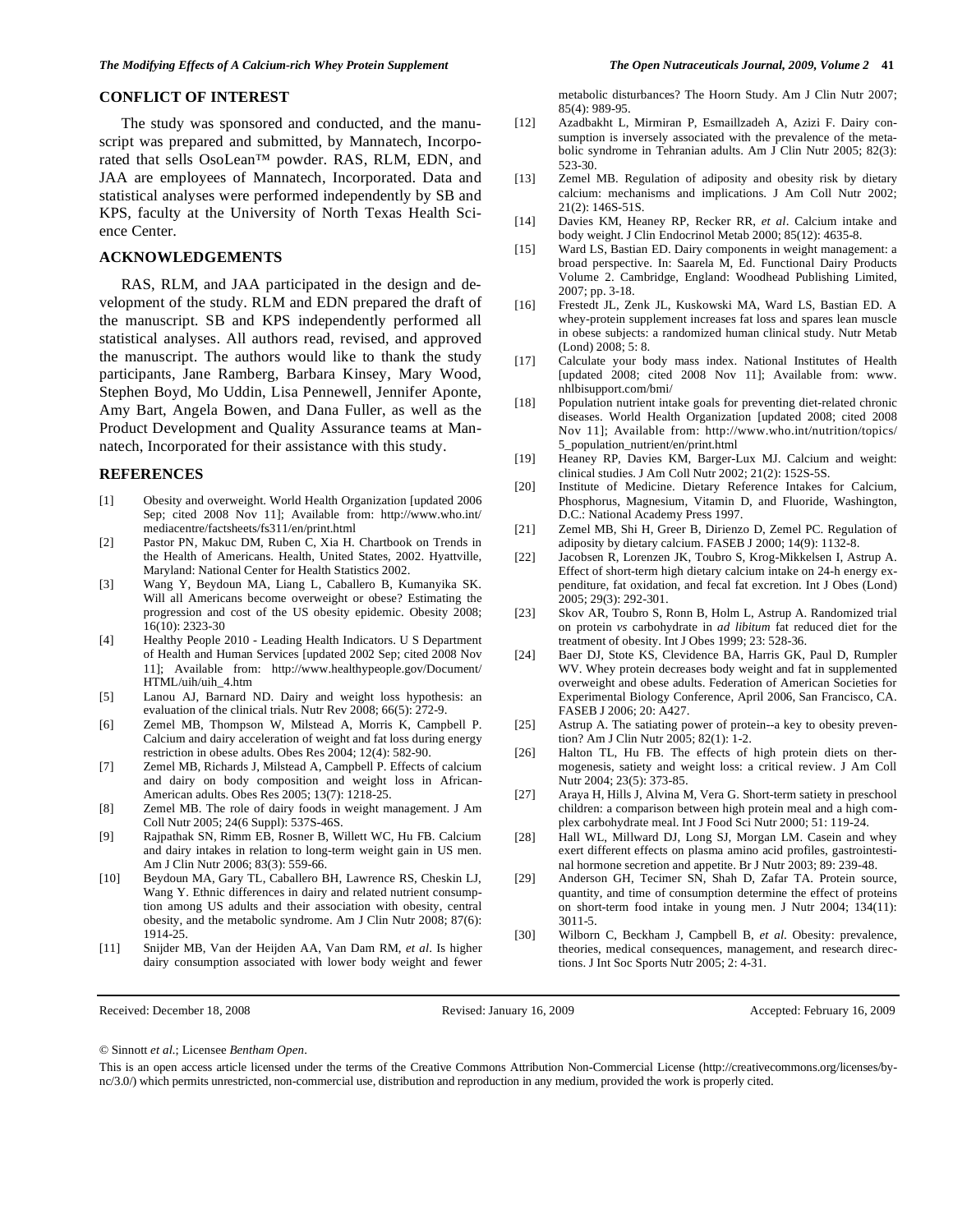## CONFLICT OF INTEREST

The study was sponsored and conducted, and the manuscript was prepared and submitted, by Mannatech, Incorporated that sells OsoLean™ powder. RAS, RLM, EDN, and JAA are employees of Mannatech, Incorporated. Data and statistical analyses were performed independently by SB and KPS, faculty at the University of North Texas Health Science Center.

## ACKNOWLEDGEMENTS

RAS, RLM, and JAA participated in the design and development of the study. RLM and EDN prepared the draft of the manuscript. SB and KPS independently performed all statistical analyses. All authors read, revised, and approved the manuscript. The authors would like to thank the study participants, Jane Ramberg, Barbara Kinsey, Mary Wood, Stephen Boyd, Mo Uddin, Lisa Pennewell, Jennifer Aponte, Amy Bart, Angela Bowen, and Dana Fuller, as well as the Product Development and Quality Assurance teams at Mannatech, Incorporated for their assistance with this study.

## REFERENCES

[1] Obesity and overweight. World Health Organization [updated 2006 Sep; cited 2008 Nov 11]; Available from: http://www.who.int/mediacentre/factsheets/fs311/en/print.html

[2] Pastor PN, Makuc DM, Ruben C, Xia H. Chartbook on Trends in the Health of Americans. Health, United States, 2002. Hyattville, Maryland: National Center for Health Statistics 2002.

[3] Wang Y, Beydoun MA, Liang L, Caballero B, Kumanyika SK. Will all Americans become overweight or obese? Estimating the progression and cost of the US obesity epidemic. Obesity 2008; 16(10): 2323-30

[4] Healthy People 2010 - Leading Health Indicators. U S Department of Health and Human Services [updated 2002 Sep; cited 2008 Nov 11]; Available from: http://www.healthypeople.gov/Document/HTML/uih/uih_4.htm

[5] Lanou AJ, Barnard ND. Dairy and weight loss hypothesis: an evaluation of the clinical trials. Nutr Rev 2008; 66(5): 272-9.

[6] Zemel MB, Thompson W, Milstead A, Morris K, Campbell P. Calcium and dairy acceleration of weight and fat loss during energy restriction in obese adults. Obes Res 2004; 12(4): 582-90.

[7] Zemel MB, Richards J, Milstead A, Campbell P. Effects of calcium and dairy on body composition and weight loss in African-American adults. Obes Res 2005; 13(7): 1218-25.

[8] Zemel MB. The role of dairy foods in weight management. J Am Coll Nutr 2005; 24(6 Suppl): 537S-46S.

[9] Rajpathak SN, Rimm EB, Rosner B, Willett WC, Hu FB. Calcium and dairy intakes in relation to long-term weight gain in US men. Am J Clin Nutr 2006; 83(3): 559-66.

[10] Beydoun MA, Gary TL, Caballero BH, Lawrence RS, Cheskin LJ, Wang Y. Ethnic differences in dairy and related nutrient consumption among US adults and their association with obesity, central obesity, and the metabolic syndrome. Am J Clin Nutr 2008; 87(6): 1914-25.

[11] Snijder MB, Van der Heijden AA, Van Dam RM, *et al*. Is higher dairy consumption associated with lower body weight and fewer metabolic disturbances? The Hoorn Study. Am J Clin Nutr 2007; 85(4): 989-95.

[12] Azadbakht L, Mirmiran P, Esmaillzadeh A, Azizi F. Dairy consumption is inversely associated with the prevalence of the metabolic syndrome in Tehranian adults. Am J Clin Nutr 2005; 82(3): 523-30.

[13] Zemel MB. Regulation of adiposity and obesity risk by dietary calcium: mechanisms and implications. J Am Coll Nutr 2002; 21(2): 146S-51S.

[14] Davies KM, Heaney RP, Recker RR, *et al*. Calcium intake and body weight. J Clin Endocrinol Metab 2000; 85(12): 4635-8.

[15] Ward LS, Bastian ED. Dairy components in weight management: a broad perspective. In: Saarela M, Ed. Functional Dairy Products Volume 2. Cambridge, England: Woodhead Publishing Limited, 2007; pp. 3-18.

[16] Frestedt JL, Zenk JL, Kuskowski MA, Ward LS, Bastian ED. A whey-protein supplement increases fat loss and spares lean muscle in obese subjects: a randomized human clinical study. Nutr Metab (Lond) 2008; 5: 8.

[17] Calculate your body mass index. National Institutes of Health [updated 2008; cited 2008 Nov 11]; Available from: www.nhlbisupport.com/bmi/

[18] Population nutrient intake goals for preventing diet-related chronic diseases. World Health Organization [updated 2008; cited 2008 Nov 11]; Available from: http://www.who.int/nutrition/topics/5_population_nutrient/en/print.html

[19] Heaney RP, Davies KM, Barger-Lux MJ. Calcium and weight: clinical studies. J Am Coll Nutr 2002; 21(2): 152S-5S.

[20] Institute of Medicine. Dietary Reference Intakes for Calcium, Phosphorus, Magnesium, Vitamin D, and Fluoride, Washington, D.C.: National Academy Press 1997.

[21] Zemel MB, Shi H, Greer B, Dirienzo D, Zemel PC. Regulation of adiposity by dietary calcium. FASEB J 2000; 14(9): 1132-8.

[22] Jacobsen R, Lorenzen JK, Toubro S, Krog-Mikkelsen I, Astrup A. Effect of short-term high dietary calcium intake on 24-h energy expenditure, fat oxidation, and fecal fat excretion. Int J Obes (Lond) 2005; 29(3): 292-301.

[23] Skov AR, Toubro S, Ronn B, Holm L, Astrup A. Randomized trial on protein *vs* carbohydrate in *ad libitum* fat reduced diet for the treatment of obesity. Int J Obes 1999; 23: 528-36.

[24] Baer DJ, Stote KS, Clevidence BA, Harris GK, Paul D, Rumpler WV. Whey protein decreases body weight and fat in supplemented overweight and obese adults. Federation of American Societies for Experimental Biology Conference, April 2006, San Francisco, CA. FASEB J 2006; 20: A427.

[25] Astrup A. The satiating power of protein--a key to obesity prevention? Am J Clin Nutr 2005; 82(1): 1-2.

[26] Halton TL, Hu FB. The effects of high protein diets on thermogenesis, satiety and weight loss: a critical review. J Am Coll Nutr 2004; 23(5): 373-85.

[27] Araya H, Hills J, Alvina M, Vera G. Short-term satiety in preschool children: a comparison between high protein meal and a high complex carbohydrate meal. Int J Food Sci Nutr 2000; 51: 119-24.

[28] Hall WL, Millward DJ, Long SJ, Morgan LM. Casein and whey exert different effects on plasma amino acid profiles, gastrointestinal hormone secretion and appetite. Br J Nutr 2003; 89: 239-48.

[29] Anderson GH, Tecimer SN, Shah D, Zafar TA. Protein source, quantity, and time of consumption determine the effect of proteins on short-term food intake in young men. J Nutr 2004; 134(11): 3011-5.

[30] Wilborn C, Beckham J, Campbell B, *et al*. Obesity: prevalence, theories, medical consequences, management, and research directions. J Int Soc Sports Nutr 2005; 2: 4-31.

Received: December 18, 2008 Revised: January 16, 2009 Accepted: February 16, 2009

© Sinnott *et al*.; Licensee *Bentham Open*.

This is an open access article licensed under the terms of the Creative Commons Attribution Non-Commercial License (http://creativecommons.org/licenses/by-nc/3.0/) which permits unrestricted, non-commercial use, distribution and reproduction in any medium, provided the work is properly cited.